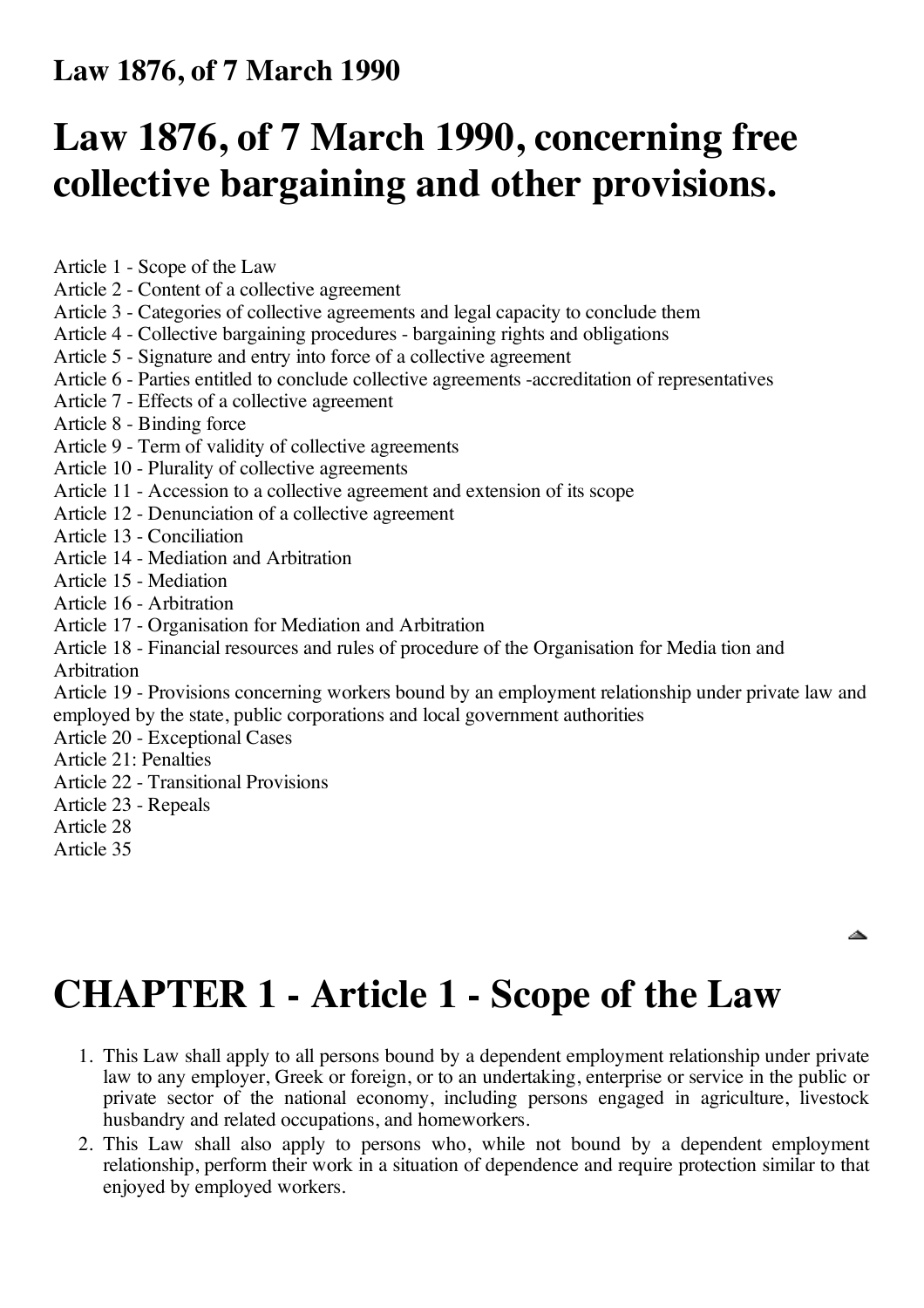**Law 1876, of 7 March 1990**

# Law 1876, of 7 March 1990, concerning free collective bargaining and other provisions.

Article 1 - Scope of the Law
Article 2 - Content of a collective agreement
Article 3 - Categories of collective agreements and legal capacity to conclude them
Article 4 - Collective bargaining procedures - bargaining rights and obligations
Article 5 - Signature and entry into force of a collective agreement
Article 6 - Parties entitled to conclude collective agreements -accreditation of representatives
Article 7 - Effects of a collective agreement
Article 8 - Binding force
Article 9 - Term of validity of collective agreements
Article 10 - Plurality of collective agreements
Article 11 - Accession to a collective agreement and extension of its scope
Article 12 - Denunciation of a collective agreement
Article 13 - Conciliation
Article 14 - Mediation and Arbitration
Article 15 - Mediation
Article 16 - Arbitration
Article 17 - Organisation for Mediation and Arbitration
Article 18 - Financial resources and rules of procedure of the Organisation for Media tion and Arbitration
Article 19 - Provisions concerning workers bound by an employment relationship under private law and employed by the state, public corporations and local government authorities
Article 20 - Exceptional Cases
Article 21: Penalties
Article 22 - Transitional Provisions
Article 23 - Repeals
Article 28
Article 35

# CHAPTER 1 - Article 1 - Scope of the Law

1. This Law shall apply to all persons bound by a dependent employment relationship under private law to any employer, Greek or foreign, or to an undertaking, enterprise or service in the public or private sector of the national economy, including persons engaged in agriculture, livestock husbandry and related occupations, and homeworkers.
2. This Law shall also apply to persons who, while not bound by a dependent employment relationship, perform their work in a situation of dependence and require protection similar to that enjoyed by employed workers.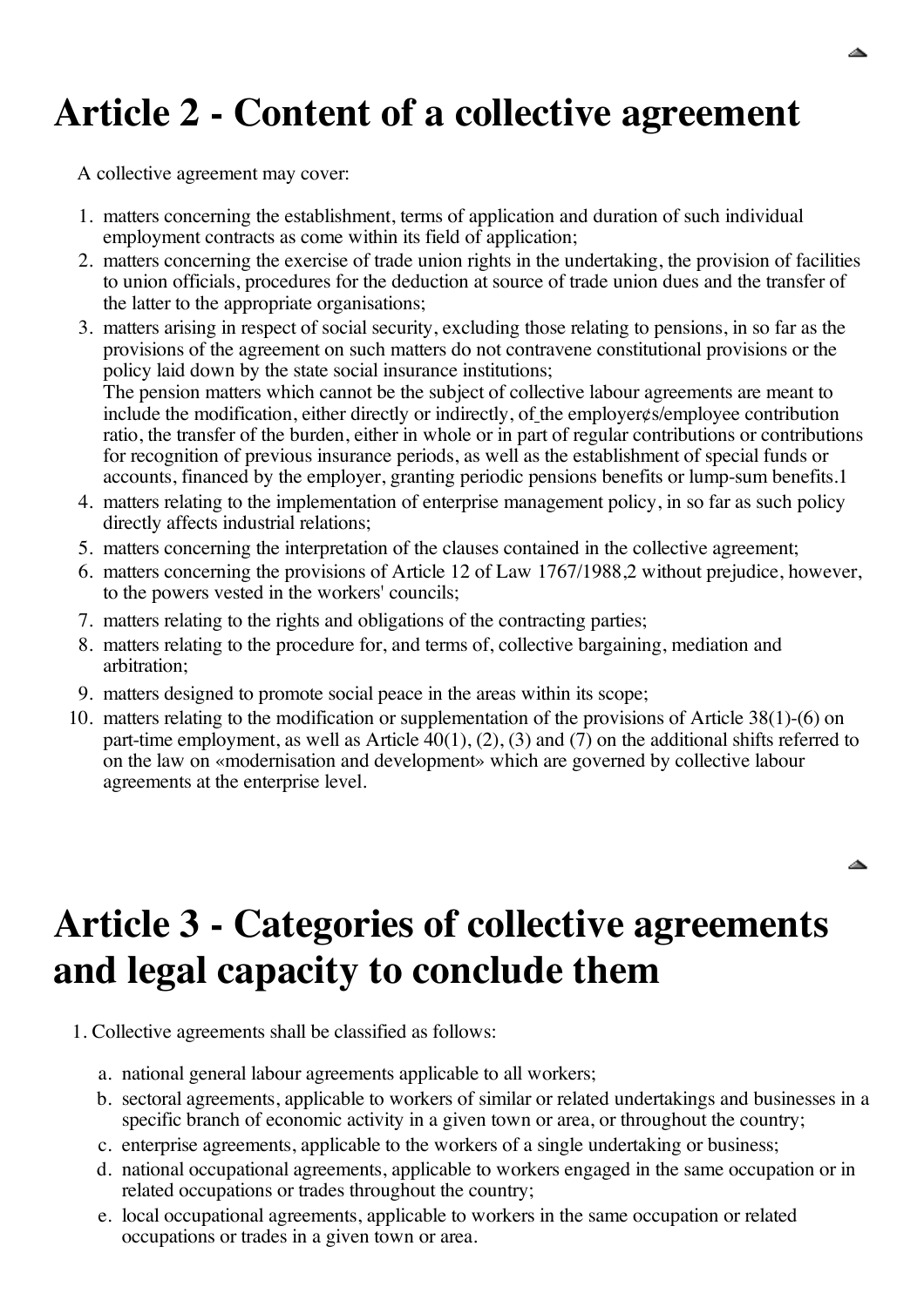# Article 2 - Content of a collective agreement

A collective agreement may cover:

1. matters concerning the establishment, terms of application and duration of such individual employment contracts as come within its field of application;
2. matters concerning the exercise of trade union rights in the undertaking, the provision of facilities to union officials, procedures for the deduction at source of trade union dues and the transfer of the latter to the appropriate organisations;
3. matters arising in respect of social security, excluding those relating to pensions, in so far as the provisions of the agreement on such matters do not contravene constitutional provisions or the policy laid down by the state social insurance institutions;
   The pension matters which cannot be the subject of collective labour agreements are meant to include the modification, either directly or indirectly, of the employer¢s/employee contribution ratio, the transfer of the burden, either in whole or in part of regular contributions or contributions for recognition of previous insurance periods, as well as the establishment of special funds or accounts, financed by the employer, granting periodic pensions benefits or lump-sum benefits.1
4. matters relating to the implementation of enterprise management policy, in so far as such policy directly affects industrial relations;
5. matters concerning the interpretation of the clauses contained in the collective agreement;
6. matters concerning the provisions of Article 12 of Law 1767/1988,2 without prejudice, however, to the powers vested in the workers' councils;
7. matters relating to the rights and obligations of the contracting parties;
8. matters relating to the procedure for, and terms of, collective bargaining, mediation and arbitration;
9. matters designed to promote social peace in the areas within its scope;
10. matters relating to the modification or supplementation of the provisions of Article 38(1)-(6) on part-time employment, as well as Article 40(1), (2), (3) and (7) on the additional shifts referred to on the law on «modernisation and development» which are governed by collective labour agreements at the enterprise level.

# Article 3 - Categories of collective agreements and legal capacity to conclude them

1. Collective agreements shall be classified as follows:
   a. national general labour agreements applicable to all workers;
   b. sectoral agreements, applicable to workers of similar or related undertakings and businesses in a specific branch of economic activity in a given town or area, or throughout the country;
   c. enterprise agreements, applicable to the workers of a single undertaking or business;
   d. national occupational agreements, applicable to workers engaged in the same occupation or in related occupations or trades throughout the country;
   e. local occupational agreements, applicable to workers in the same occupation or related occupations or trades in a given town or area.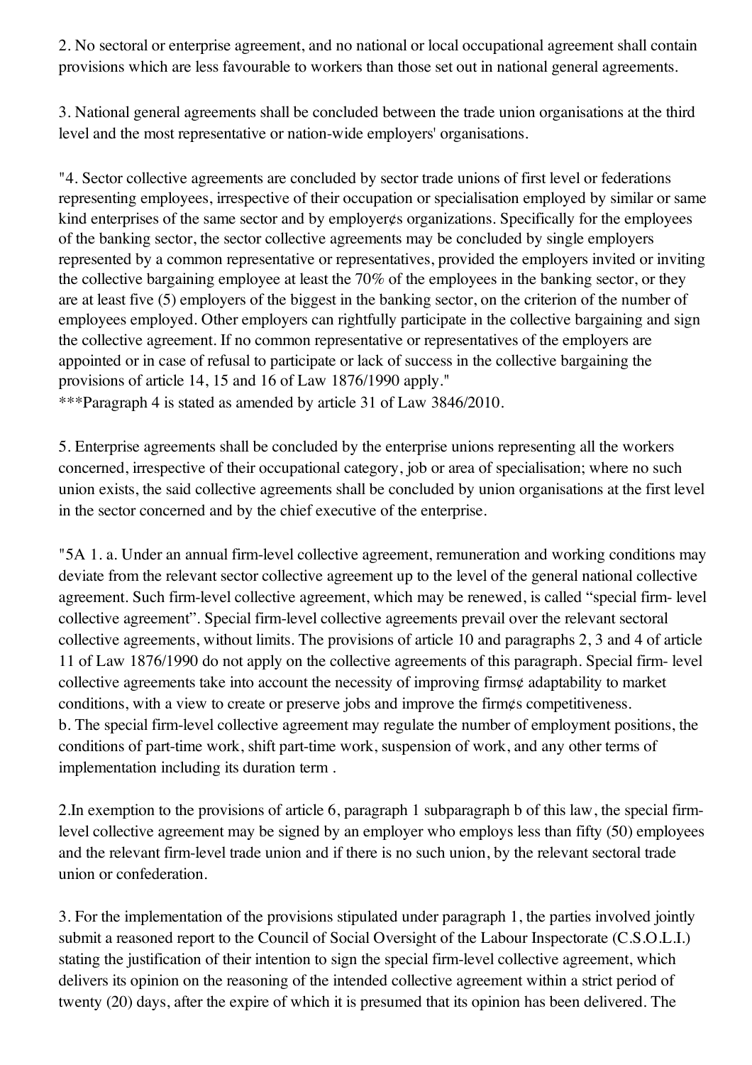2. No sectoral or enterprise agreement, and no national or local occupational agreement shall contain provisions which are less favourable to workers than those set out in national general agreements.

3. National general agreements shall be concluded between the trade union organisations at the third level and the most representative or nation-wide employers' organisations.

"4. Sector collective agreements are concluded by sector trade unions of first level or federations representing employees, irrespective of their occupation or specialisation employed by similar or same kind enterprises of the same sector and by employer¢s organizations. Specifically for the employees of the banking sector, the sector collective agreements may be concluded by single employers represented by a common representative or representatives, provided the employers invited or inviting the collective bargaining employee at least the 70% of the employees in the banking sector, or they are at least five (5) employers of the biggest in the banking sector, on the criterion of the number of employees employed. Other employers can rightfully participate in the collective bargaining and sign the collective agreement. If no common representative or representatives of the employers are appointed or in case of refusal to participate or lack of success in the collective bargaining the provisions of article 14, 15 and 16 of Law 1876/1990 apply."
***Paragraph 4 is stated as amended by article 31 of Law 3846/2010.

5. Enterprise agreements shall be concluded by the enterprise unions representing all the workers concerned, irrespective of their occupational category, job or area of specialisation; where no such union exists, the said collective agreements shall be concluded by union organisations at the first level in the sector concerned and by the chief executive of the enterprise.

"5A 1. a. Under an annual firm-level collective agreement, remuneration and working conditions may deviate from the relevant sector collective agreement up to the level of the general national collective agreement. Such firm-level collective agreement, which may be renewed, is called "special firm- level collective agreement". Special firm-level collective agreements prevail over the relevant sectoral collective agreements, without limits. The provisions of article 10 and paragraphs 2, 3 and 4 of article 11 of Law 1876/1990 do not apply on the collective agreements of this paragraph. Special firm- level collective agreements take into account the necessity of improving firms¢ adaptability to market conditions, with a view to create or preserve jobs and improve the firm¢s competitiveness.
b. The special firm-level collective agreement may regulate the number of employment positions, the conditions of part-time work, shift part-time work, suspension of work, and any other terms of implementation including its duration term .

2.In exemption to the provisions of article 6, paragraph 1 subparagraph b of this law, the special firm-level collective agreement may be signed by an employer who employs less than fifty (50) employees and the relevant firm-level trade union and if there is no such union, by the relevant sectoral trade union or confederation.

3. For the implementation of the provisions stipulated under paragraph 1, the parties involved jointly submit a reasoned report to the Council of Social Oversight of the Labour Inspectorate (C.S.O.L.I.) stating the justification of their intention to sign the special firm-level collective agreement, which delivers its opinion on the reasoning of the intended collective agreement within a strict period of twenty (20) days, after the expire of which it is presumed that its opinion has been delivered. The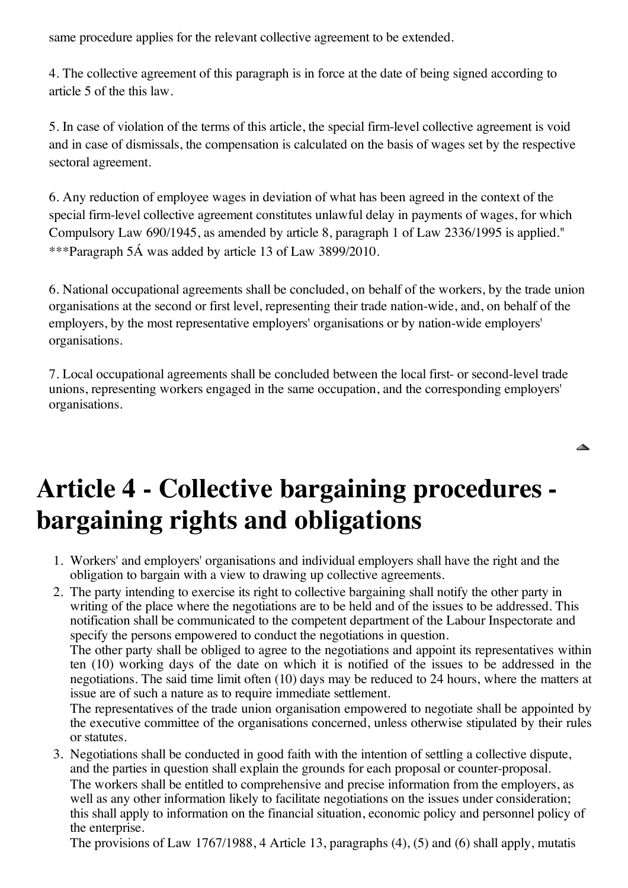same procedure applies for the relevant collective agreement to be extended.

4. The collective agreement of this paragraph is in force at the date of being signed according to article 5 of the this law.

5. In case of violation of the terms of this article, the special firm-level collective agreement is void and in case of dismissals, the compensation is calculated on the basis of wages set by the respective sectoral agreement.

6. Any reduction of employee wages in deviation of what has been agreed in the context of the special firm-level collective agreement constitutes unlawful delay in payments of wages, for which Compulsory Law 690/1945, as amended by article 8, paragraph 1 of Law 2336/1995 is applied."
***Paragraph 5Á was added by article 13 of Law 3899/2010.

6. National occupational agreements shall be concluded, on behalf of the workers, by the trade union organisations at the second or first level, representing their trade nation-wide, and, on behalf of the employers, by the most representative employers' organisations or by nation-wide employers' organisations.

7. Local occupational agreements shall be concluded between the local first- or second-level trade unions, representing workers engaged in the same occupation, and the corresponding employers' organisations.

# Article 4 - Collective bargaining procedures - bargaining rights and obligations

1. Workers' and employers' organisations and individual employers shall have the right and the obligation to bargain with a view to drawing up collective agreements.
2. The party intending to exercise its right to collective bargaining shall notify the other party in writing of the place where the negotiations are to be held and of the issues to be addressed. This notification shall be communicated to the competent department of the Labour Inspectorate and specify the persons empowered to conduct the negotiations in question.
   The other party shall be obliged to agree to the negotiations and appoint its representatives within ten (10) working days of the date on which it is notified of the issues to be addressed in the negotiations. The said time limit often (10) days may be reduced to 24 hours, where the matters at issue are of such a nature as to require immediate settlement.
   The representatives of the trade union organisation empowered to negotiate shall be appointed by the executive committee of the organisations concerned, unless otherwise stipulated by their rules or statutes.
3. Negotiations shall be conducted in good faith with the intention of settling a collective dispute, and the parties in question shall explain the grounds for each proposal or counter-proposal.
   The workers shall be entitled to comprehensive and precise information from the employers, as well as any other information likely to facilitate negotiations on the issues under consideration; this shall apply to information on the financial situation, economic policy and personnel policy of the enterprise.
   The provisions of Law 1767/1988, 4 Article 13, paragraphs (4), (5) and (6) shall apply, mutatis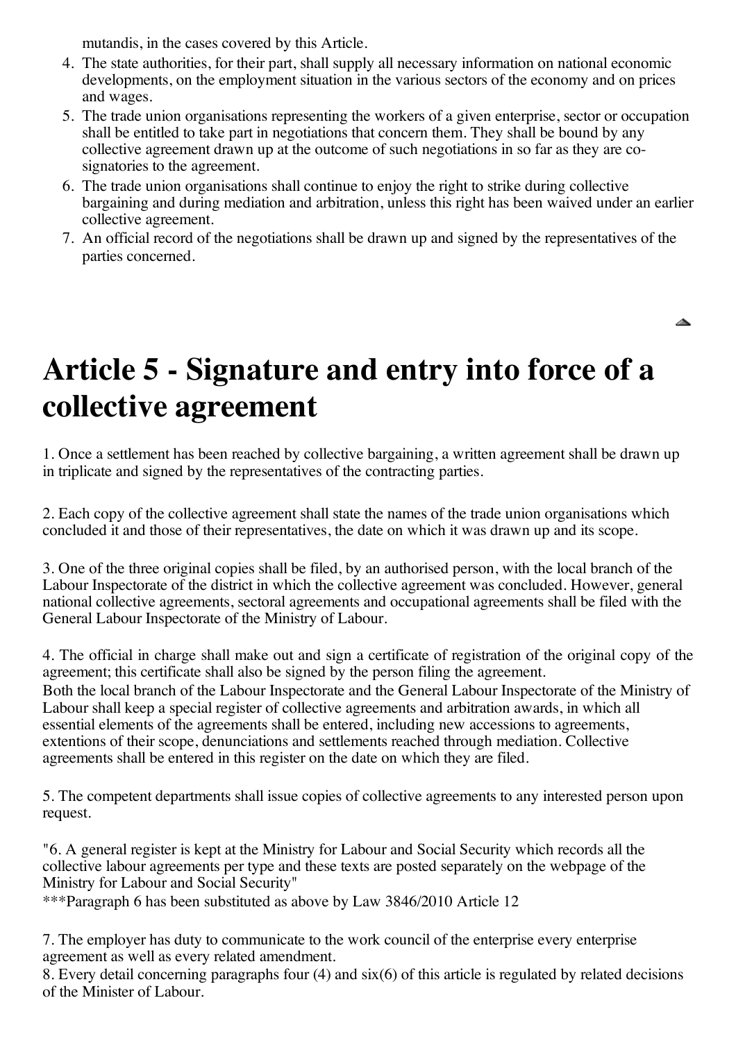mutandis, in the cases covered by this Article.

4. The state authorities, for their part, shall supply all necessary information on national economic developments, on the employment situation in the various sectors of the economy and on prices and wages.
5. The trade union organisations representing the workers of a given enterprise, sector or occupation shall be entitled to take part in negotiations that concern them. They shall be bound by any collective agreement drawn up at the outcome of such negotiations in so far as they are co-signatories to the agreement.
6. The trade union organisations shall continue to enjoy the right to strike during collective bargaining and during mediation and arbitration, unless this right has been waived under an earlier collective agreement.
7. An official record of the negotiations shall be drawn up and signed by the representatives of the parties concerned.

# Article 5 - Signature and entry into force of a collective agreement

1. Once a settlement has been reached by collective bargaining, a written agreement shall be drawn up in triplicate and signed by the representatives of the contracting parties.

2. Each copy of the collective agreement shall state the names of the trade union organisations which concluded it and those of their representatives, the date on which it was drawn up and its scope.

3. One of the three original copies shall be filed, by an authorised person, with the local branch of the Labour Inspectorate of the district in which the collective agreement was concluded. However, general national collective agreements, sectoral agreements and occupational agreements shall be filed with the General Labour Inspectorate of the Ministry of Labour.

4. The official in charge shall make out and sign a certificate of registration of the original copy of the agreement; this certificate shall also be signed by the person filing the agreement.
Both the local branch of the Labour Inspectorate and the General Labour Inspectorate of the Ministry of Labour shall keep a special register of collective agreements and arbitration awards, in which all essential elements of the agreements shall be entered, including new accessions to agreements, extentions of their scope, denunciations and settlements reached through mediation. Collective agreements shall be entered in this register on the date on which they are filed.

5. The competent departments shall issue copies of collective agreements to any interested person upon request.

"6. A general register is kept at the Ministry for Labour and Social Security which records all the collective labour agreements per type and these texts are posted separately on the webpage of the Ministry for Labour and Social Security"
***Paragraph 6 has been substituted as above by Law 3846/2010 Article 12

7. The employer has duty to communicate to the work council of the enterprise every enterprise agreement as well as every related amendment.
8. Every detail concerning paragraphs four (4) and six(6) of this article is regulated by related decisions of the Minister of Labour.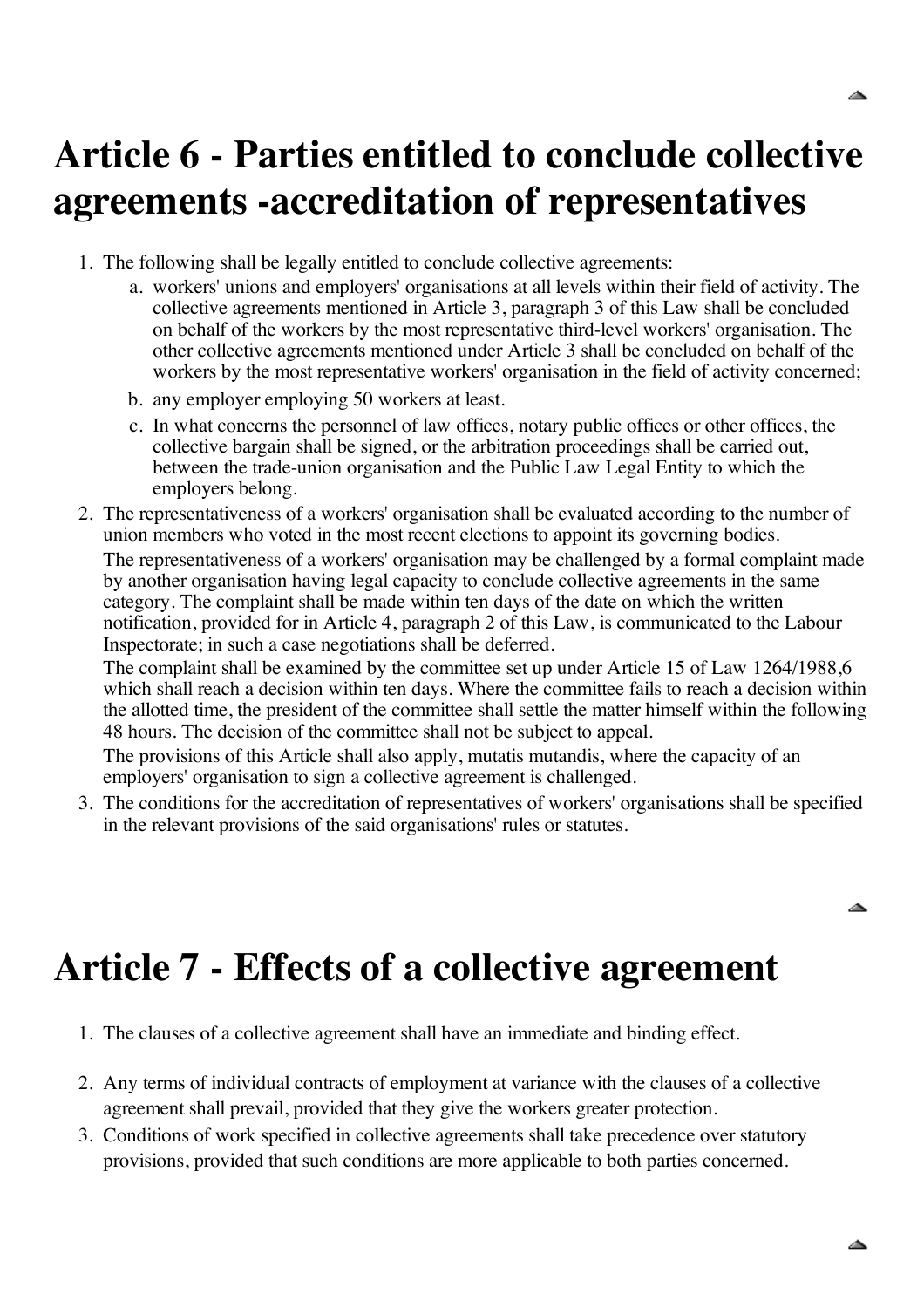# Article 6 - Parties entitled to conclude collective agreements -accreditation of representatives

1. The following shall be legally entitled to conclude collective agreements:
   a. workers' unions and employers' organisations at all levels within their field of activity. The collective agreements mentioned in Article 3, paragraph 3 of this Law shall be concluded on behalf of the workers by the most representative third-level workers' organisation. The other collective agreements mentioned under Article 3 shall be concluded on behalf of the workers by the most representative workers' organisation in the field of activity concerned;
   b. any employer employing 50 workers at least.
   c. In what concerns the personnel of law offices, notary public offices or other offices, the collective bargain shall be signed, or the arbitration proceedings shall be carried out, between the trade-union organisation and the Public Law Legal Entity to which the employers belong.
2. The representativeness of a workers' organisation shall be evaluated according to the number of union members who voted in the most recent elections to appoint its governing bodies.

   The representativeness of a workers' organisation may be challenged by a formal complaint made by another organisation having legal capacity to conclude collective agreements in the same category. The complaint shall be made within ten days of the date on which the written notification, provided for in Article 4, paragraph 2 of this Law, is communicated to the Labour Inspectorate; in such a case negotiations shall be deferred.

   The complaint shall be examined by the committee set up under Article 15 of Law 1264/1988,6 which shall reach a decision within ten days. Where the committee fails to reach a decision within the allotted time, the president of the committee shall settle the matter himself within the following 48 hours. The decision of the committee shall not be subject to appeal.

   The provisions of this Article shall also apply, mutatis mutandis, where the capacity of an employers' organisation to sign a collective agreement is challenged.
3. The conditions for the accreditation of representatives of workers' organisations shall be specified in the relevant provisions of the said organisations' rules or statutes.

# Article 7 - Effects of a collective agreement

1. The clauses of a collective agreement shall have an immediate and binding effect.
2. Any terms of individual contracts of employment at variance with the clauses of a collective agreement shall prevail, provided that they give the workers greater protection.
3. Conditions of work specified in collective agreements shall take precedence over statutory provisions, provided that such conditions are more applicable to both parties concerned.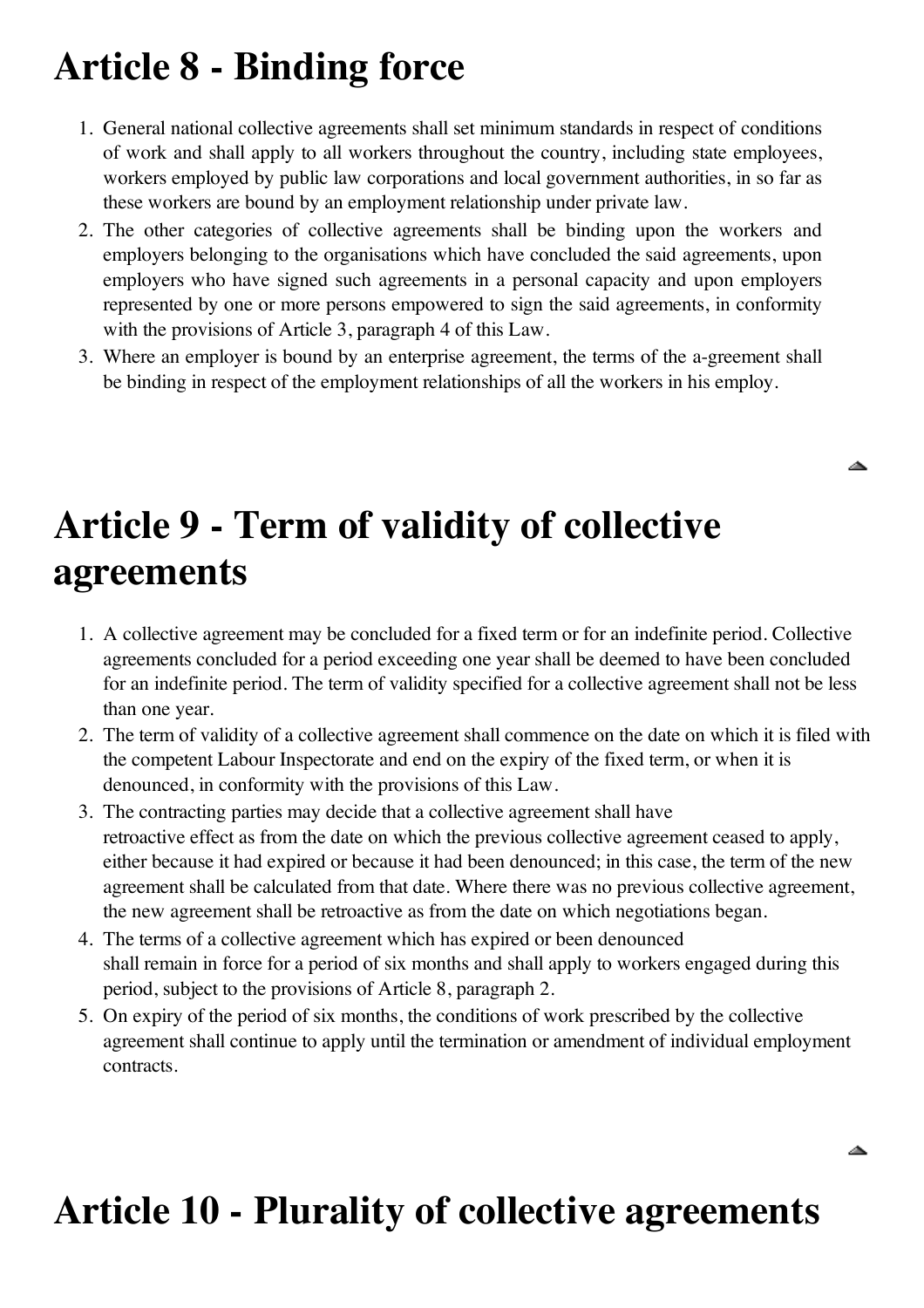# Article 8 - Binding force

1. General national collective agreements shall set minimum standards in respect of conditions of work and shall apply to all workers throughout the country, including state employees, workers employed by public law corporations and local government authorities, in so far as these workers are bound by an employment relationship under private law.
2. The other categories of collective agreements shall be binding upon the workers and employers belonging to the organisations which have concluded the said agreements, upon employers who have signed such agreements in a personal capacity and upon employers represented by one or more persons empowered to sign the said agreements, in conformity with the provisions of Article 3, paragraph 4 of this Law.
3. Where an employer is bound by an enterprise agreement, the terms of the a-greement shall be binding in respect of the employment relationships of all the workers in his employ.

# Article 9 - Term of validity of collective agreements

1. A collective agreement may be concluded for a fixed term or for an indefinite period. Collective agreements concluded for a period exceeding one year shall be deemed to have been concluded for an indefinite period. The term of validity specified for a collective agreement shall not be less than one year.
2. The term of validity of a collective agreement shall commence on the date on which it is filed with the competent Labour Inspectorate and end on the expiry of the fixed term, or when it is denounced, in conformity with the provisions of this Law.
3. The contracting parties may decide that a collective agreement shall have retroactive effect as from the date on which the previous collective agreement ceased to apply, either because it had expired or because it had been denounced; in this case, the term of the new agreement shall be calculated from that date. Where there was no previous collective agreement, the new agreement shall be retroactive as from the date on which negotiations began.
4. The terms of a collective agreement which has expired or been denounced shall remain in force for a period of six months and shall apply to workers engaged during this period, subject to the provisions of Article 8, paragraph 2.
5. On expiry of the period of six months, the conditions of work prescribed by the collective agreement shall continue to apply until the termination or amendment of individual employment contracts.

# Article 10 - Plurality of collective agreements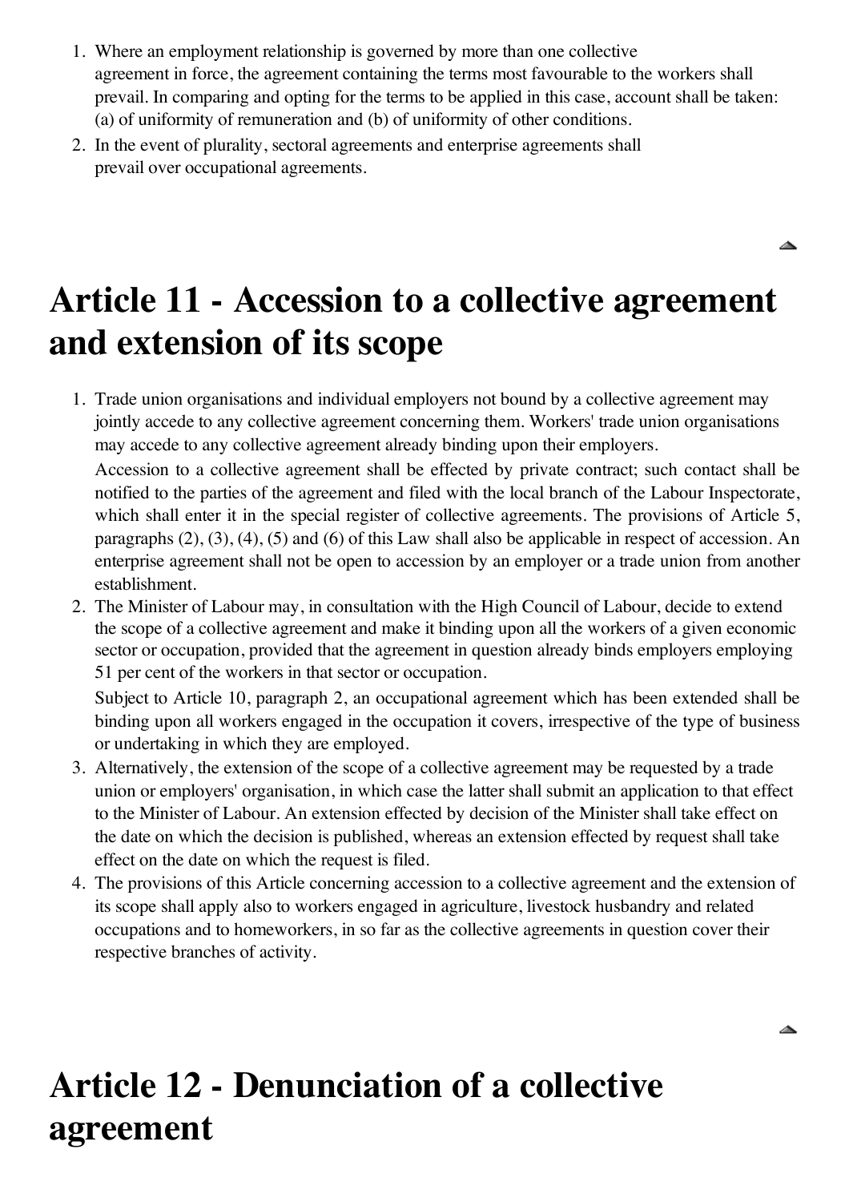1. Where an employment relationship is governed by more than one collective agreement in force, the agreement containing the terms most favourable to the workers shall prevail. In comparing and opting for the terms to be applied in this case, account shall be taken: (a) of uniformity of remuneration and (b) of uniformity of other conditions.
2. In the event of plurality, sectoral agreements and enterprise agreements shall prevail over occupational agreements.

# Article 11 - Accession to a collective agreement and extension of its scope

1. Trade union organisations and individual employers not bound by a collective agreement may jointly accede to any collective agreement concerning them. Workers' trade union organisations may accede to any collective agreement already binding upon their employers.

   Accession to a collective agreement shall be effected by private contract; such contact shall be notified to the parties of the agreement and filed with the local branch of the Labour Inspectorate, which shall enter it in the special register of collective agreements. The provisions of Article 5, paragraphs (2), (3), (4), (5) and (6) of this Law shall also be applicable in respect of accession. An enterprise agreement shall not be open to accession by an employer or a trade union from another establishment.
2. The Minister of Labour may, in consultation with the High Council of Labour, decide to extend the scope of a collective agreement and make it binding upon all the workers of a given economic sector or occupation, provided that the agreement in question already binds employers employing 51 per cent of the workers in that sector or occupation.

   Subject to Article 10, paragraph 2, an occupational agreement which has been extended shall be binding upon all workers engaged in the occupation it covers, irrespective of the type of business or undertaking in which they are employed.
3. Alternatively, the extension of the scope of a collective agreement may be requested by a trade union or employers' organisation, in which case the latter shall submit an application to that effect to the Minister of Labour. An extension effected by decision of the Minister shall take effect on the date on which the decision is published, whereas an extension effected by request shall take effect on the date on which the request is filed.
4. The provisions of this Article concerning accession to a collective agreement and the extension of its scope shall apply also to workers engaged in agriculture, livestock husbandry and related occupations and to homeworkers, in so far as the collective agreements in question cover their respective branches of activity.

# Article 12 - Denunciation of a collective agreement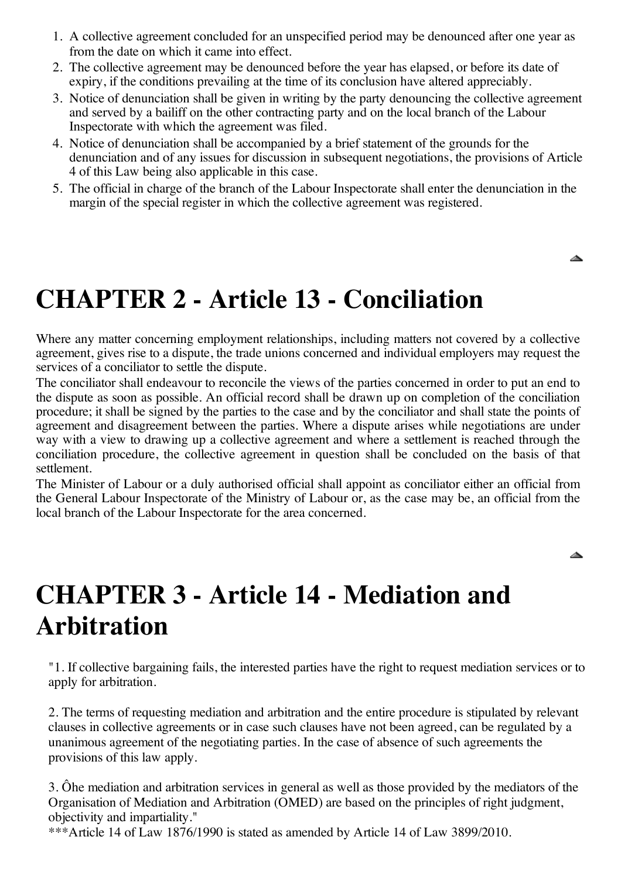1. A collective agreement concluded for an unspecified period may be denounced after one year as from the date on which it came into effect.
2. The collective agreement may be denounced before the year has elapsed, or before its date of expiry, if the conditions prevailing at the time of its conclusion have altered appreciably.
3. Notice of denunciation shall be given in writing by the party denouncing the collective agreement and served by a bailiff on the other contracting party and on the local branch of the Labour Inspectorate with which the agreement was filed.
4. Notice of denunciation shall be accompanied by a brief statement of the grounds for the denunciation and of any issues for discussion in subsequent negotiations, the provisions of Article 4 of this Law being also applicable in this case.
5. The official in charge of the branch of the Labour Inspectorate shall enter the denunciation in the margin of the special register in which the collective agreement was registered.

# CHAPTER 2 - Article 13 - Conciliation

Where any matter concerning employment relationships, including matters not covered by a collective agreement, gives rise to a dispute, the trade unions concerned and individual employers may request the services of a conciliator to settle the dispute.

The conciliator shall endeavour to reconcile the views of the parties concerned in order to put an end to the dispute as soon as possible. An official record shall be drawn up on completion of the conciliation procedure; it shall be signed by the parties to the case and by the conciliator and shall state the points of agreement and disagreement between the parties. Where a dispute arises while negotiations are under way with a view to drawing up a collective agreement and where a settlement is reached through the conciliation procedure, the collective agreement in question shall be concluded on the basis of that settlement.

The Minister of Labour or a duly authorised official shall appoint as conciliator either an official from the General Labour Inspectorate of the Ministry of Labour or, as the case may be, an official from the local branch of the Labour Inspectorate for the area concerned.

# CHAPTER 3 - Article 14 - Mediation and Arbitration

"1. If collective bargaining fails, the interested parties have the right to request mediation services or to apply for arbitration.

2. The terms of requesting mediation and arbitration and the entire procedure is stipulated by relevant clauses in collective agreements or in case such clauses have not been agreed, can be regulated by a unanimous agreement of the negotiating parties. In the case of absence of such agreements the provisions of this law apply.

3. Ôhe mediation and arbitration services in general as well as those provided by the mediators of the Organisation of Mediation and Arbitration (OMED) are based on the principles of right judgment, objectivity and impartiality."

***Article 14 of Law 1876/1990 is stated as amended by Article 14 of Law 3899/2010.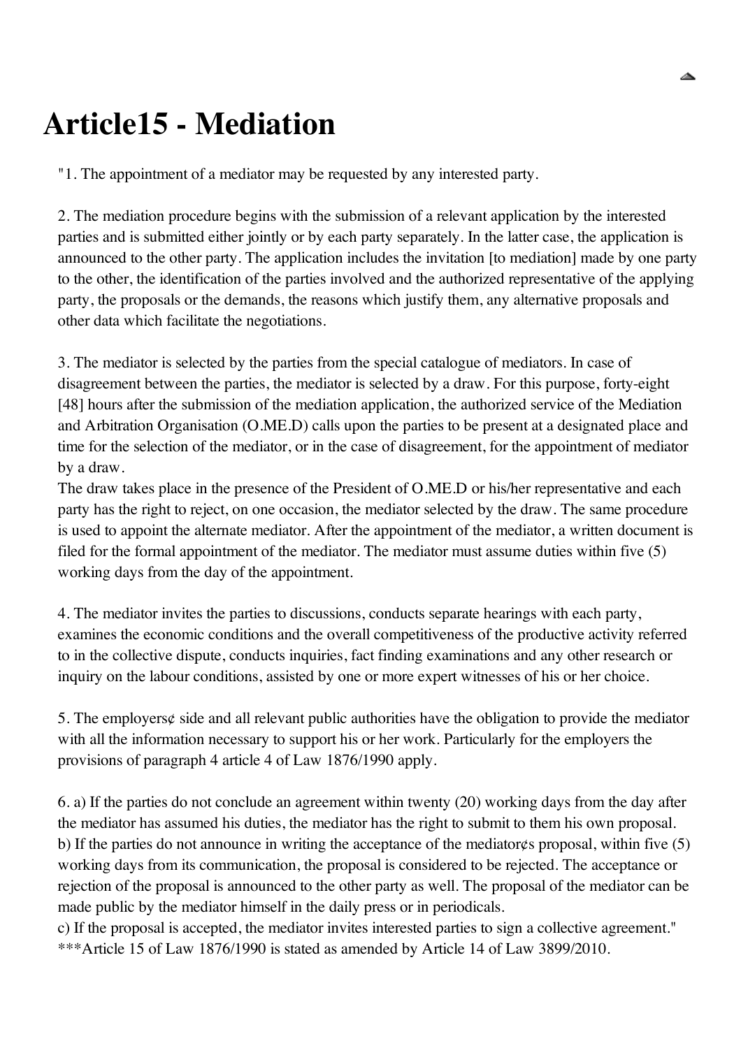# Article15 - Mediation

"1. The appointment of a mediator may be requested by any interested party.

2. The mediation procedure begins with the submission of a relevant application by the interested parties and is submitted either jointly or by each party separately. In the latter case, the application is announced to the other party. The application includes the invitation [to mediation] made by one party to the other, the identification of the parties involved and the authorized representative of the applying party, the proposals or the demands, the reasons which justify them, any alternative proposals and other data which facilitate the negotiations.

3. The mediator is selected by the parties from the special catalogue of mediators. In case of disagreement between the parties, the mediator is selected by a draw. For this purpose, forty-eight [48] hours after the submission of the mediation application, the authorized service of the Mediation and Arbitration Organisation (O.ME.D) calls upon the parties to be present at a designated place and time for the selection of the mediator, or in the case of disagreement, for the appointment of mediator by a draw.
The draw takes place in the presence of the President of O.ME.D or his/her representative and each party has the right to reject, on one occasion, the mediator selected by the draw. The same procedure is used to appoint the alternate mediator. After the appointment of the mediator, a written document is filed for the formal appointment of the mediator. The mediator must assume duties within five (5) working days from the day of the appointment.

4. The mediator invites the parties to discussions, conducts separate hearings with each party, examines the economic conditions and the overall competitiveness of the productive activity referred to in the collective dispute, conducts inquiries, fact finding examinations and any other research or inquiry on the labour conditions, assisted by one or more expert witnesses of his or her choice.

5. The employers¢ side and all relevant public authorities have the obligation to provide the mediator with all the information necessary to support his or her work. Particularly for the employers the provisions of paragraph 4 article 4 of Law 1876/1990 apply.

6. a) If the parties do not conclude an agreement within twenty (20) working days from the day after the mediator has assumed his duties, the mediator has the right to submit to them his own proposal.
b) If the parties do not announce in writing the acceptance of the mediator¢s proposal, within five (5) working days from its communication, the proposal is considered to be rejected. The acceptance or rejection of the proposal is announced to the other party as well. The proposal of the mediator can be made public by the mediator himself in the daily press or in periodicals.
c) If the proposal is accepted, the mediator invites interested parties to sign a collective agreement."
***Article 15 of Law 1876/1990 is stated as amended by Article 14 of Law 3899/2010.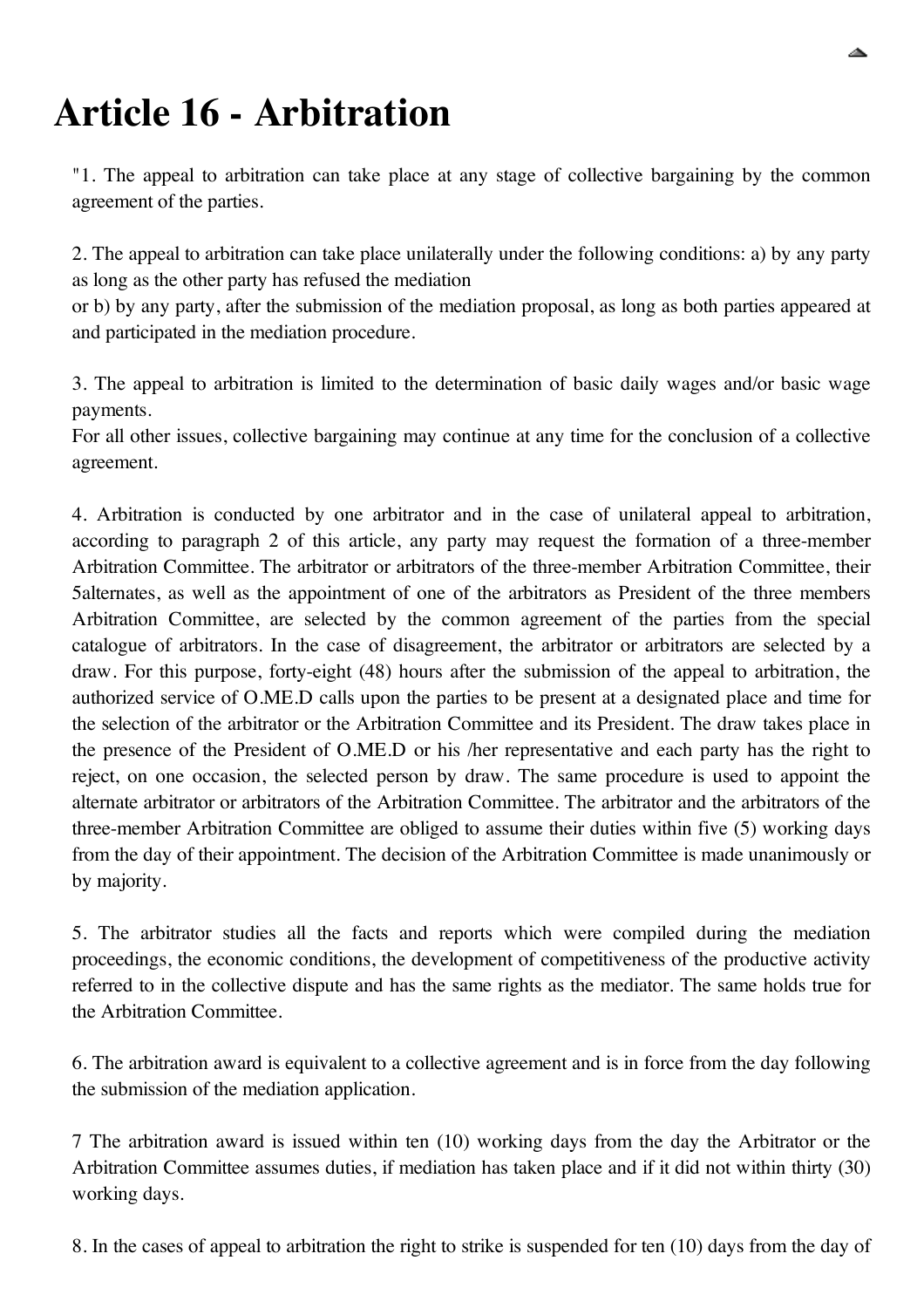# Article 16 - Arbitration

"1. The appeal to arbitration can take place at any stage of collective bargaining by the common agreement of the parties.

2. The appeal to arbitration can take place unilaterally under the following conditions: a) by any party as long as the other party has refused the mediation
or b) by any party, after the submission of the mediation proposal, as long as both parties appeared at and participated in the mediation procedure.

3. The appeal to arbitration is limited to the determination of basic daily wages and/or basic wage payments.
For all other issues, collective bargaining may continue at any time for the conclusion of a collective agreement.

4. Arbitration is conducted by one arbitrator and in the case of unilateral appeal to arbitration, according to paragraph 2 of this article, any party may request the formation of a three-member Arbitration Committee. The arbitrator or arbitrators of the three-member Arbitration Committee, their 5alternates, as well as the appointment of one of the arbitrators as President of the three members Arbitration Committee, are selected by the common agreement of the parties from the special catalogue of arbitrators. In the case of disagreement, the arbitrator or arbitrators are selected by a draw. For this purpose, forty-eight (48) hours after the submission of the appeal to arbitration, the authorized service of O.ME.D calls upon the parties to be present at a designated place and time for the selection of the arbitrator or the Arbitration Committee and its President. The draw takes place in the presence of the President of O.ME.D or his /her representative and each party has the right to reject, on one occasion, the selected person by draw. The same procedure is used to appoint the alternate arbitrator or arbitrators of the Arbitration Committee. The arbitrator and the arbitrators of the three-member Arbitration Committee are obliged to assume their duties within five (5) working days from the day of their appointment. The decision of the Arbitration Committee is made unanimously or by majority.

5. The arbitrator studies all the facts and reports which were compiled during the mediation proceedings, the economic conditions, the development of competitiveness of the productive activity referred to in the collective dispute and has the same rights as the mediator. The same holds true for the Arbitration Committee.

6. The arbitration award is equivalent to a collective agreement and is in force from the day following the submission of the mediation application.

7 The arbitration award is issued within ten (10) working days from the day the Arbitrator or the Arbitration Committee assumes duties, if mediation has taken place and if it did not within thirty (30) working days.

8. In the cases of appeal to arbitration the right to strike is suspended for ten (10) days from the day of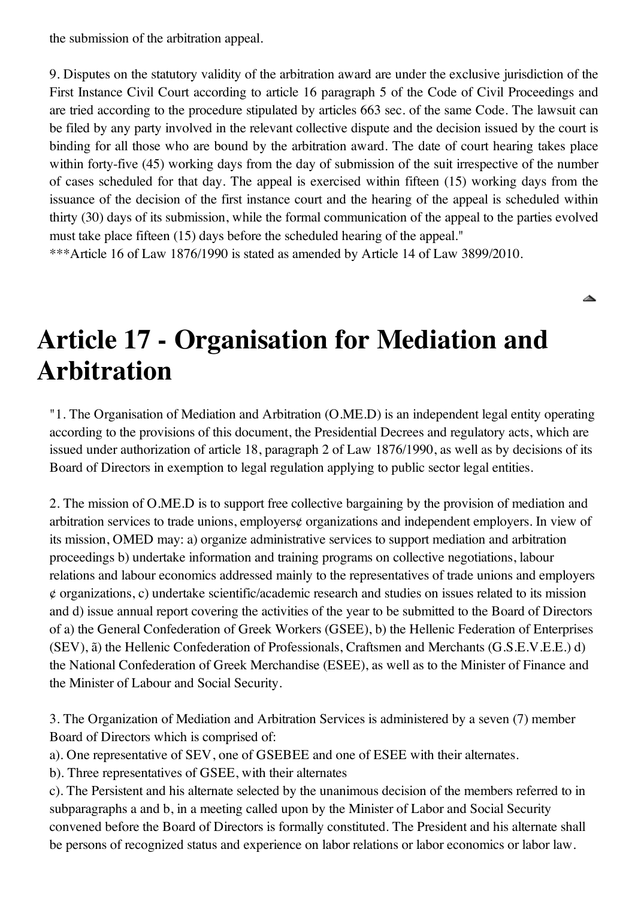the submission of the arbitration appeal.

9. Disputes on the statutory validity of the arbitration award are under the exclusive jurisdiction of the First Instance Civil Court according to article 16 paragraph 5 of the Code of Civil Proceedings and are tried according to the procedure stipulated by articles 663 sec. of the same Code. The lawsuit can be filed by any party involved in the relevant collective dispute and the decision issued by the court is binding for all those who are bound by the arbitration award. The date of court hearing takes place within forty-five (45) working days from the day of submission of the suit irrespective of the number of cases scheduled for that day. The appeal is exercised within fifteen (15) working days from the issuance of the decision of the first instance court and the hearing of the appeal is scheduled within thirty (30) days of its submission, while the formal communication of the appeal to the parties evolved must take place fifteen (15) days before the scheduled hearing of the appeal."

***Article 16 of Law 1876/1990 is stated as amended by Article 14 of Law 3899/2010.

# Article 17 - Organisation for Mediation and Arbitration

"1. The Organisation of Mediation and Arbitration (O.ME.D) is an independent legal entity operating according to the provisions of this document, the Presidential Decrees and regulatory acts, which are issued under authorization of article 18, paragraph 2 of Law 1876/1990, as well as by decisions of its Board of Directors in exemption to legal regulation applying to public sector legal entities.

2. The mission of O.ME.D is to support free collective bargaining by the provision of mediation and arbitration services to trade unions, employers¢ organizations and independent employers. In view of its mission, OMED may: a) organize administrative services to support mediation and arbitration proceedings b) undertake information and training programs on collective negotiations, labour relations and labour economics addressed mainly to the representatives of trade unions and employers ¢ organizations, c) undertake scientific/academic research and studies on issues related to its mission and d) issue annual report covering the activities of the year to be submitted to the Board of Directors of a) the General Confederation of Greek Workers (GSEE), b) the Hellenic Federation of Enterprises (SEV), ã) the Hellenic Confederation of Professionals, Craftsmen and Merchants (G.S.E.V.E.E.) d) the National Confederation of Greek Merchandise (ESEE), as well as to the Minister of Finance and the Minister of Labour and Social Security.

3. The Organization of Mediation and Arbitration Services is administered by a seven (7) member Board of Directors which is comprised of:

a). One representative of SEV, one of GSEBEE and one of ESEE with their alternates.

b). Three representatives of GSEE, with their alternates

c). The Persistent and his alternate selected by the unanimous decision of the members referred to in subparagraphs a and b, in a meeting called upon by the Minister of Labor and Social Security convened before the Board of Directors is formally constituted. The President and his alternate shall be persons of recognized status and experience on labor relations or labor economics or labor law.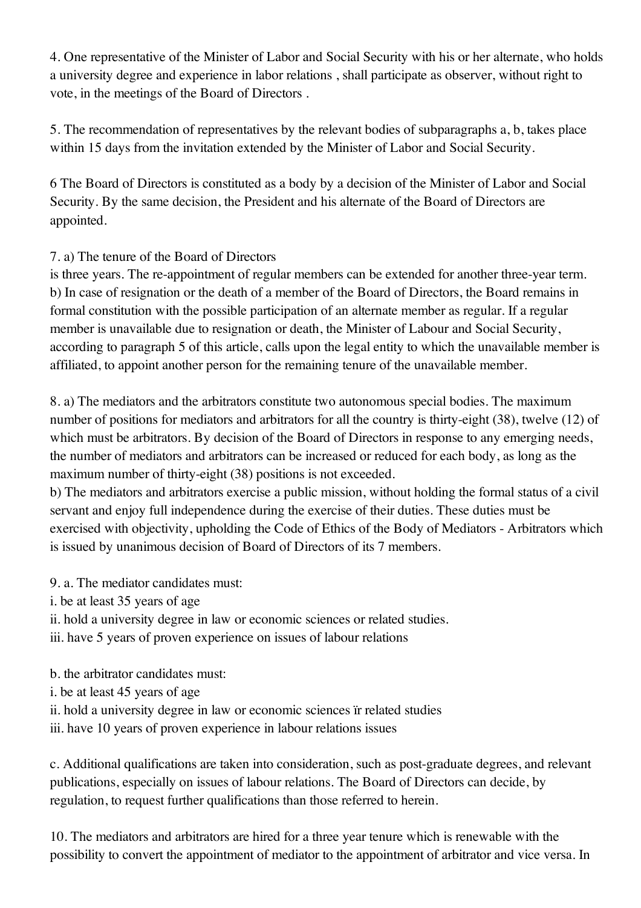4. One representative of the Minister of Labor and Social Security with his or her alternate, who holds a university degree and experience in labor relations , shall participate as observer, without right to vote, in the meetings of the Board of Directors .

5. The recommendation of representatives by the relevant bodies of subparagraphs a, b, takes place within 15 days from the invitation extended by the Minister of Labor and Social Security.

6 The Board of Directors is constituted as a body by a decision of the Minister of Labor and Social Security. By the same decision, the President and his alternate of the Board of Directors are appointed.

7. a) The tenure of the Board of Directors
is three years. The re-appointment of regular members can be extended for another three-year term.
b) In case of resignation or the death of a member of the Board of Directors, the Board remains in formal constitution with the possible participation of an alternate member as regular. If a regular member is unavailable due to resignation or death, the Minister of Labour and Social Security, according to paragraph 5 of this article, calls upon the legal entity to which the unavailable member is affiliated, to appoint another person for the remaining tenure of the unavailable member.

8. a) The mediators and the arbitrators constitute two autonomous special bodies. The maximum number of positions for mediators and arbitrators for all the country is thirty-eight (38), twelve (12) of which must be arbitrators. By decision of the Board of Directors in response to any emerging needs, the number of mediators and arbitrators can be increased or reduced for each body, as long as the maximum number of thirty-eight (38) positions is not exceeded.
b) The mediators and arbitrators exercise a public mission, without holding the formal status of a civil servant and enjoy full independence during the exercise of their duties. These duties must be exercised with objectivity, upholding the Code of Ethics of the Body of Mediators - Arbitrators which is issued by unanimous decision of Board of Directors of its 7 members.

9. a. The mediator candidates must:
i. be at least 35 years of age
ii. hold a university degree in law or economic sciences or related studies.
iii. have 5 years of proven experience on issues of labour relations

b. the arbitrator candidates must:
i. be at least 45 years of age
ii. hold a university degree in law or economic sciences ïr related studies
iii. have 10 years of proven experience in labour relations issues

c. Additional qualifications are taken into consideration, such as post-graduate degrees, and relevant publications, especially on issues of labour relations. The Board of Directors can decide, by regulation, to request further qualifications than those referred to herein.

10. The mediators and arbitrators are hired for a three year tenure which is renewable with the possibility to convert the appointment of mediator to the appointment of arbitrator and vice versa. In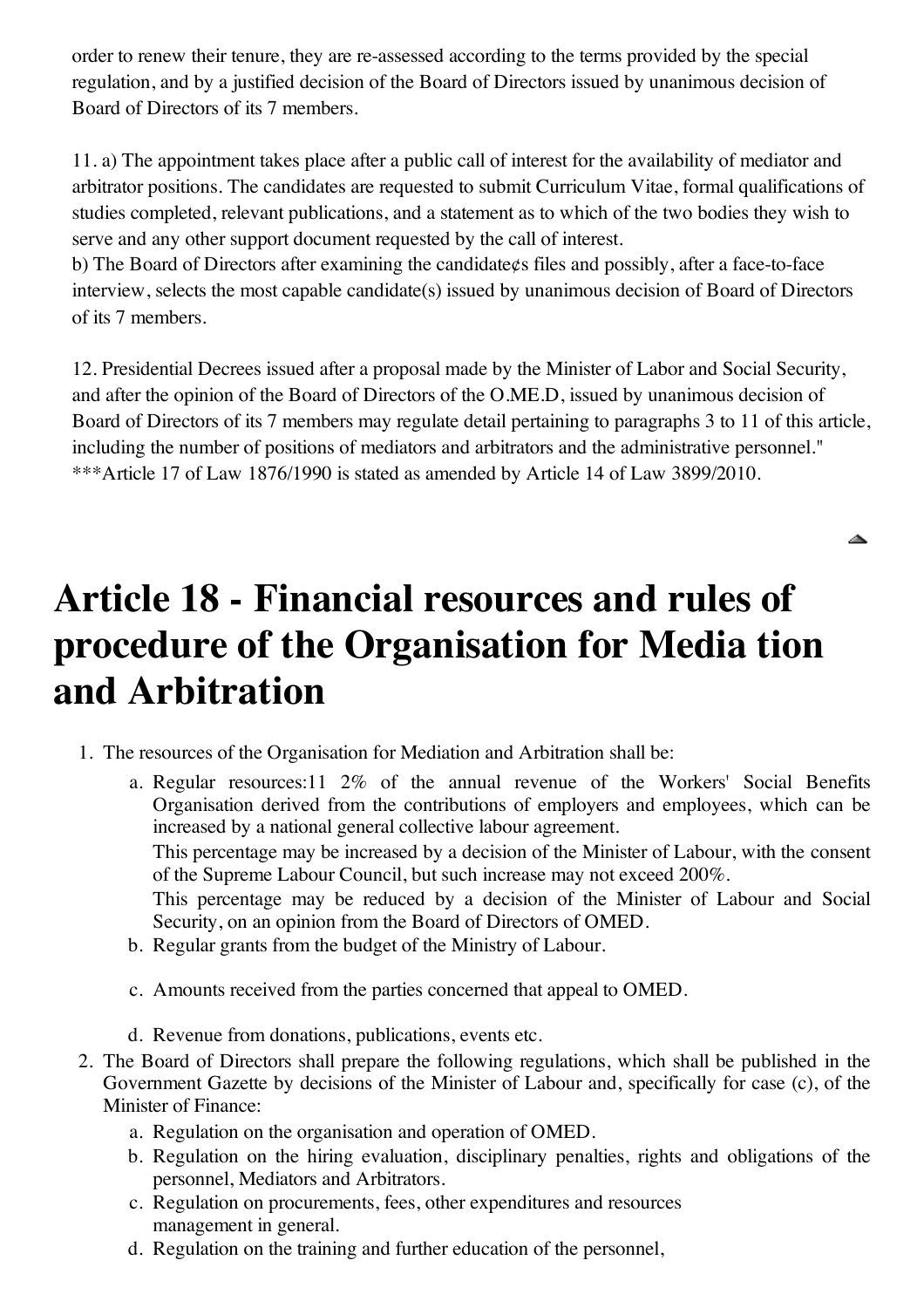order to renew their tenure, they are re-assessed according to the terms provided by the special regulation, and by a justified decision of the Board of Directors issued by unanimous decision of Board of Directors of its 7 members.

11. a) The appointment takes place after a public call of interest for the availability of mediator and arbitrator positions. The candidates are requested to submit Curriculum Vitae, formal qualifications of studies completed, relevant publications, and a statement as to which of the two bodies they wish to serve and any other support document requested by the call of interest.
b) The Board of Directors after examining the candidate¢s files and possibly, after a face-to-face interview, selects the most capable candidate(s) issued by unanimous decision of Board of Directors of its 7 members.

12. Presidential Decrees issued after a proposal made by the Minister of Labor and Social Security, and after the opinion of the Board of Directors of the O.ME.D, issued by unanimous decision of Board of Directors of its 7 members may regulate detail pertaining to paragraphs 3 to 11 of this article, including the number of positions of mediators and arbitrators and the administrative personnel."
***Article 17 of Law 1876/1990 is stated as amended by Article 14 of Law 3899/2010.

# Article 18 - Financial resources and rules of procedure of the Organisation for Media tion and Arbitration

1. The resources of the Organisation for Mediation and Arbitration shall be:
   a. Regular resources:11 2% of the annual revenue of the Workers' Social Benefits Organisation derived from the contributions of employers and employees, which can be increased by a national general collective labour agreement.
      This percentage may be increased by a decision of the Minister of Labour, with the consent of the Supreme Labour Council, but such increase may not exceed 200%.
      This percentage may be reduced by a decision of the Minister of Labour and Social Security, on an opinion from the Board of Directors of OMED.
   b. Regular grants from the budget of the Ministry of Labour.
   c. Amounts received from the parties concerned that appeal to OMED.
   d. Revenue from donations, publications, events etc.
2. The Board of Directors shall prepare the following regulations, which shall be published in the Government Gazette by decisions of the Minister of Labour and, specifically for case (c), of the Minister of Finance:
   a. Regulation on the organisation and operation of OMED.
   b. Regulation on the hiring evaluation, disciplinary penalties, rights and obligations of the personnel, Mediators and Arbitrators.
   c. Regulation on procurements, fees, other expenditures and resources management in general.
   d. Regulation on the training and further education of the personnel,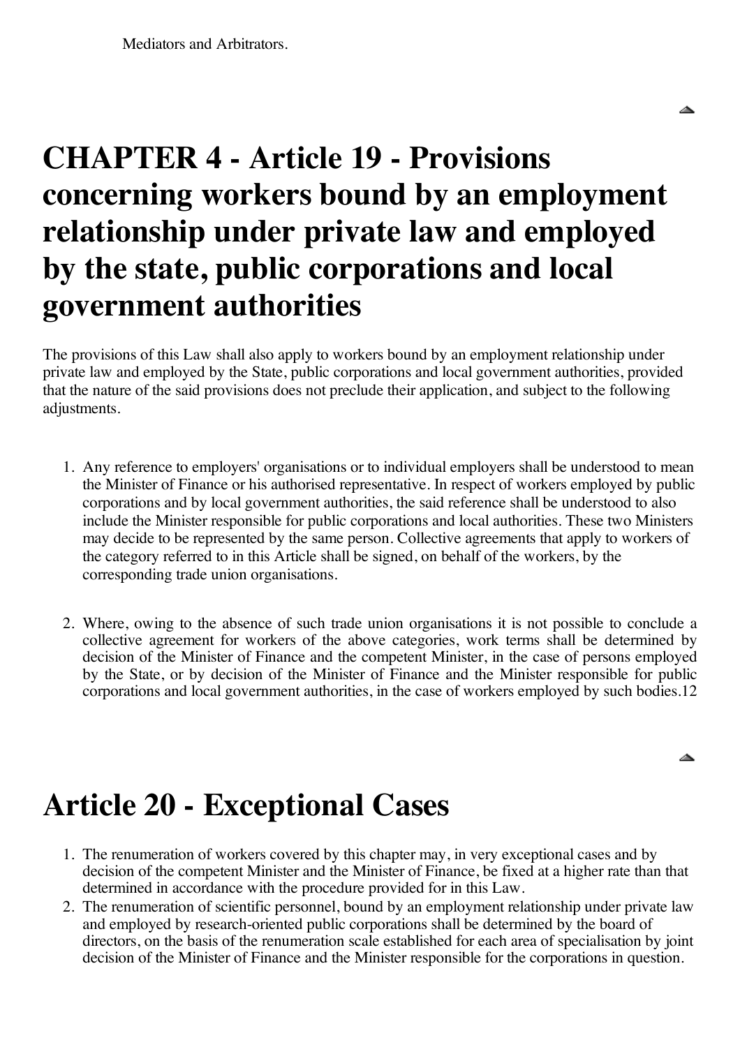Mediators and Arbitrators.

# CHAPTER 4 - Article 19 - Provisions concerning workers bound by an employment relationship under private law and employed by the state, public corporations and local government authorities

The provisions of this Law shall also apply to workers bound by an employment relationship under private law and employed by the State, public corporations and local government authorities, provided that the nature of the said provisions does not preclude their application, and subject to the following adjustments.

1. Any reference to employers' organisations or to individual employers shall be understood to mean the Minister of Finance or his authorised representative. In respect of workers employed by public corporations and by local government authorities, the said reference shall be understood to also include the Minister responsible for public corporations and local authorities. These two Ministers may decide to be represented by the same person. Collective agreements that apply to workers of the category referred to in this Article shall be signed, on behalf of the workers, by the corresponding trade union organisations.

2. Where, owing to the absence of such trade union organisations it is not possible to conclude a collective agreement for workers of the above categories, work terms shall be determined by decision of the Minister of Finance and the competent Minister, in the case of persons employed by the State, or by decision of the Minister of Finance and the Minister responsible for public corporations and local government authorities, in the case of workers employed by such bodies.[12]

# Article 20 - Exceptional Cases

1. The renumeration of workers covered by this chapter may, in very exceptional cases and by decision of the competent Minister and the Minister of Finance, be fixed at a higher rate than that determined in accordance with the procedure provided for in this Law.
2. The renumeration of scientific personnel, bound by an employment relationship under private law and employed by research-oriented public corporations shall be determined by the board of directors, on the basis of the renumeration scale established for each area of specialisation by joint decision of the Minister of Finance and the Minister responsible for the corporations in question.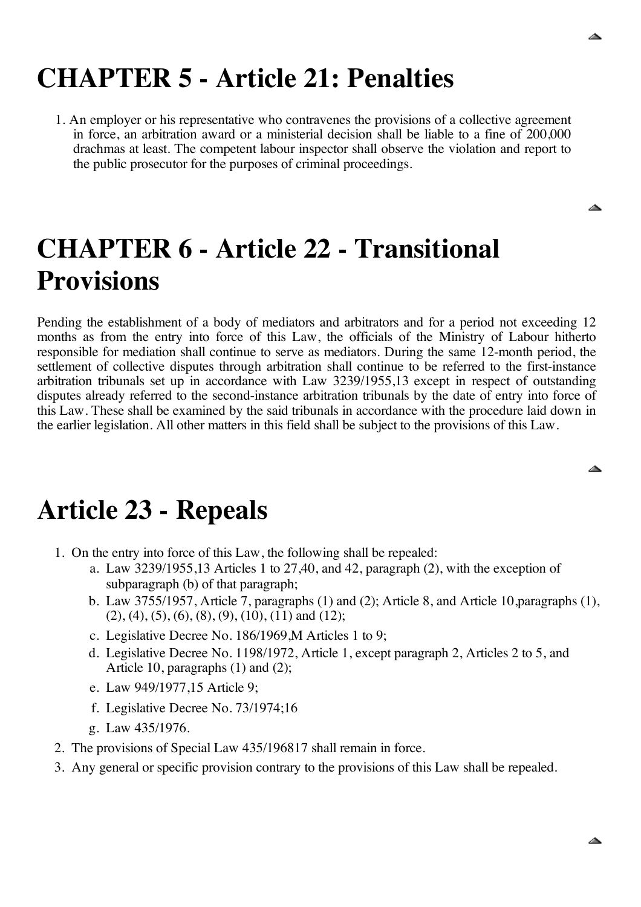# CHAPTER 5 - Article 21: Penalties

1. An employer or his representative who contravenes the provisions of a collective agreement in force, an arbitration award or a ministerial decision shall be liable to a fine of 200,000 drachmas at least. The competent labour inspector shall observe the violation and report to the public prosecutor for the purposes of criminal proceedings.

# CHAPTER 6 - Article 22 - Transitional Provisions

Pending the establishment of a body of mediators and arbitrators and for a period not exceeding 12 months as from the entry into force of this Law, the officials of the Ministry of Labour hitherto responsible for mediation shall continue to serve as mediators. During the same 12-month period, the settlement of collective disputes through arbitration shall continue to be referred to the first-instance arbitration tribunals set up in accordance with Law 3239/1955,13 except in respect of outstanding disputes already referred to the second-instance arbitration tribunals by the date of entry into force of this Law. These shall be examined by the said tribunals in accordance with the procedure laid down in the earlier legislation. All other matters in this field shall be subject to the provisions of this Law.

# Article 23 - Repeals

1. On the entry into force of this Law, the following shall be repealed:
    a. Law 3239/1955,13 Articles 1 to 27,40, and 42, paragraph (2), with the exception of subparagraph (b) of that paragraph;
    b. Law 3755/1957, Article 7, paragraphs (1) and (2); Article 8, and Article 10,paragraphs (1), (2), (4), (5), (6), (8), (9), (10), (11) and (12);
    c. Legislative Decree No. 186/1969,M Articles 1 to 9;
    d. Legislative Decree No. 1198/1972, Article 1, except paragraph 2, Articles 2 to 5, and Article 10, paragraphs (1) and (2);
    e. Law 949/1977,15 Article 9;
    f. Legislative Decree No. 73/1974;16
    g. Law 435/1976.
2. The provisions of Special Law 435/196817 shall remain in force.
3. Any general or specific provision contrary to the provisions of this Law shall be repealed.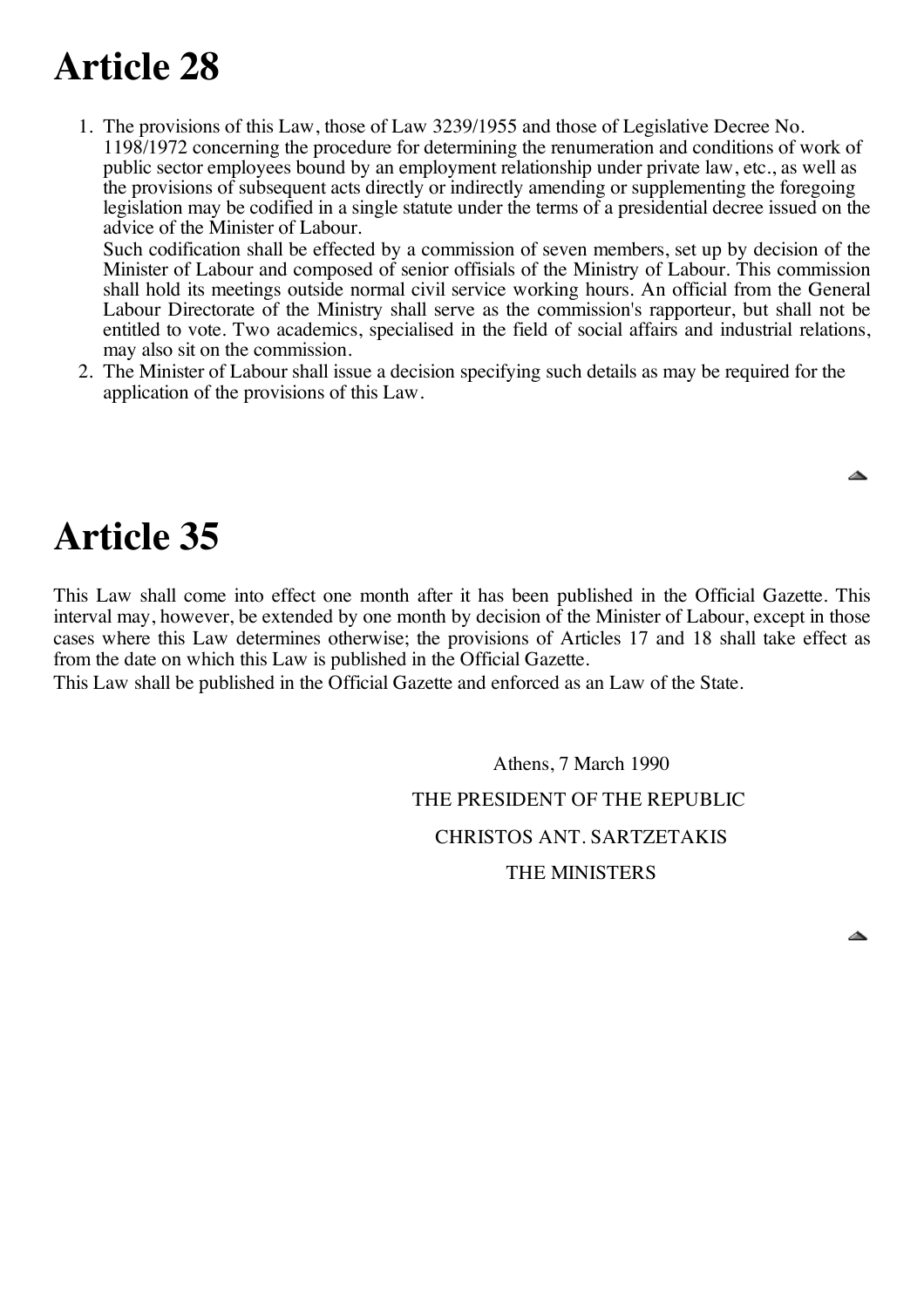# Article 28

1. The provisions of this Law, those of Law 3239/1955 and those of Legislative Decree No. 1198/1972 concerning the procedure for determining the renumeration and conditions of work of public sector employees bound by an employment relationship under private law, etc., as well as the provisions of subsequent acts directly or indirectly amending or supplementing the foregoing legislation may be codified in a single statute under the terms of a presidential decree issued on the advice of the Minister of Labour.
   Such codification shall be effected by a commission of seven members, set up by decision of the Minister of Labour and composed of senior offisials of the Ministry of Labour. This commission shall hold its meetings outside normal civil service working hours. An official from the General Labour Directorate of the Ministry shall serve as the commission's rapporteur, but shall not be entitled to vote. Two academics, specialised in the field of social affairs and industrial relations, may also sit on the commission.
2. The Minister of Labour shall issue a decision specifying such details as may be required for the application of the provisions of this Law.

# Article 35

This Law shall come into effect one month after it has been published in the Official Gazette. This interval may, however, be extended by one month by decision of the Minister of Labour, except in those cases where this Law determines otherwise; the provisions of Articles 17 and 18 shall take effect as from the date on which this Law is published in the Official Gazette.
This Law shall be published in the Official Gazette and enforced as an Law of the State.

Athens, 7 March 1990

THE PRESIDENT OF THE REPUBLIC

CHRISTOS ANT. SARTZETAKIS

THE MINISTERS